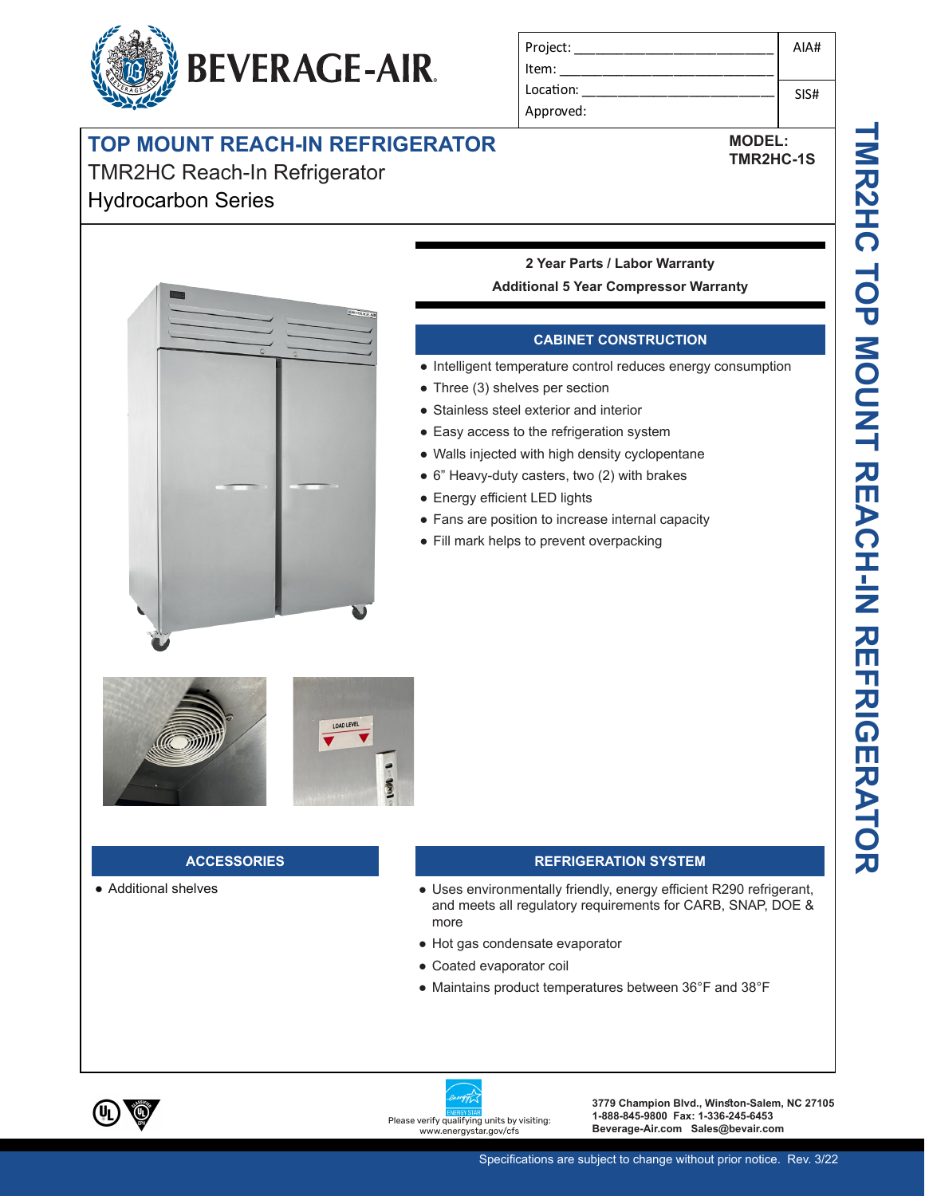BEVERAGE-AIR

| Project: ______________________ | AIA# |
| --- | --- |
| Item: ______________________ | |
| Location: ______________________ | SIS# |
| Approved: | |

# TOP MOUNT REACH-IN REFRIGERATOR

TMR2HC Reach-In Refrigerator
Hydrocarbon Series

**MODEL:**
**TMR2HC-1S**

**2 Year Parts / Labor Warranty**
**Additional 5 Year Compressor Warranty**

## CABINET CONSTRUCTION

- Intelligent temperature control reduces energy consumption
- Three (3) shelves per section
- Stainless steel exterior and interior
- Easy access to the refrigeration system
- Walls injected with high density cyclopentane
- 6" Heavy-duty casters, two (2) with brakes
- Energy efficient LED lights
- Fans are position to increase internal capacity
- Fill mark helps to prevent overpacking

## ACCESSORIES

- Additional shelves

## REFRIGERATION SYSTEM

- Uses environmentally friendly, energy efficient R290 refrigerant, and meets all regulatory requirements for CARB, SNAP, DOE & more
- Hot gas condensate evaporator
- Coated evaporator coil
- Maintains product temperatures between 36°F and 38°F

Please verify qualifying units by visiting: www.energystar.gov/cfs

**3779 Champion Blvd., Winston-Salem, NC 27105**
**1-888-845-9800 Fax: 1-336-245-6453**
**Beverage-Air.com Sales@bevair.com**

Specifications are subject to change without prior notice. Rev. 3/22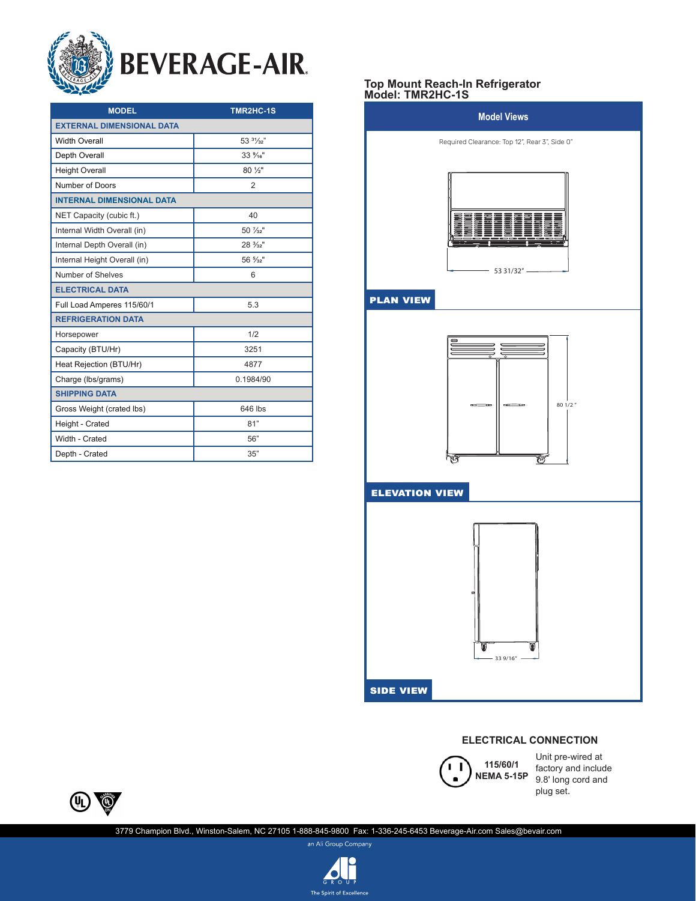# BEVERAGE-AIR

| MODEL | TMR2HC-1S |
|---|---|
| **EXTERNAL DIMENSIONAL DATA** | |
| Width Overall | 53 31/32" |
| Depth Overall | 33 9/16" |
| Height Overall | 80 ½" |
| Number of Doors | 2 |
| **INTERNAL DIMENSIONAL DATA** | |
| NET Capacity (cubic ft.) | 40 |
| Internal Width Overall (in) | 50 7/32" |
| Internal Depth Overall (in) | 28 3/32" |
| Internal Height Overall (in) | 56 5/32" |
| Number of Shelves | 6 |
| **ELECTRICAL DATA** | |
| Full Load Amperes 115/60/1 | 5.3 |
| **REFRIGERATION DATA** | |
| Horsepower | 1/2 |
| Capacity (BTU/Hr) | 3251 |
| Heat Rejection (BTU/Hr) | 4877 |
| Charge (lbs/grams) | 0.1984/90 |
| **SHIPPING DATA** | |
| Gross Weight (crated lbs) | 646 lbs |
| Height - Crated | 81" |
| Width - Crated | 56" |
| Depth - Crated | 35" |

## Top Mount Reach-In Refrigerator
## Model: TMR2HC-1S

### Model Views

Required Clearance: Top 12", Rear 3", Side 0"

53 31/32"

**PLAN VIEW**

80 1/2"

**ELEVATION VIEW**

33 9/16"

**SIDE VIEW**

### ELECTRICAL CONNECTION

**115/60/1**
**NEMA 5-15P**

Unit pre-wired at factory and include 9.8' long cord and plug set.

3779 Champion Blvd., Winston-Salem, NC 27105 1-888-845-9800 Fax: 1-336-245-6453 Beverage-Air.com Sales@bevair.com

an Ali Group Company

The Spirit of Excellence